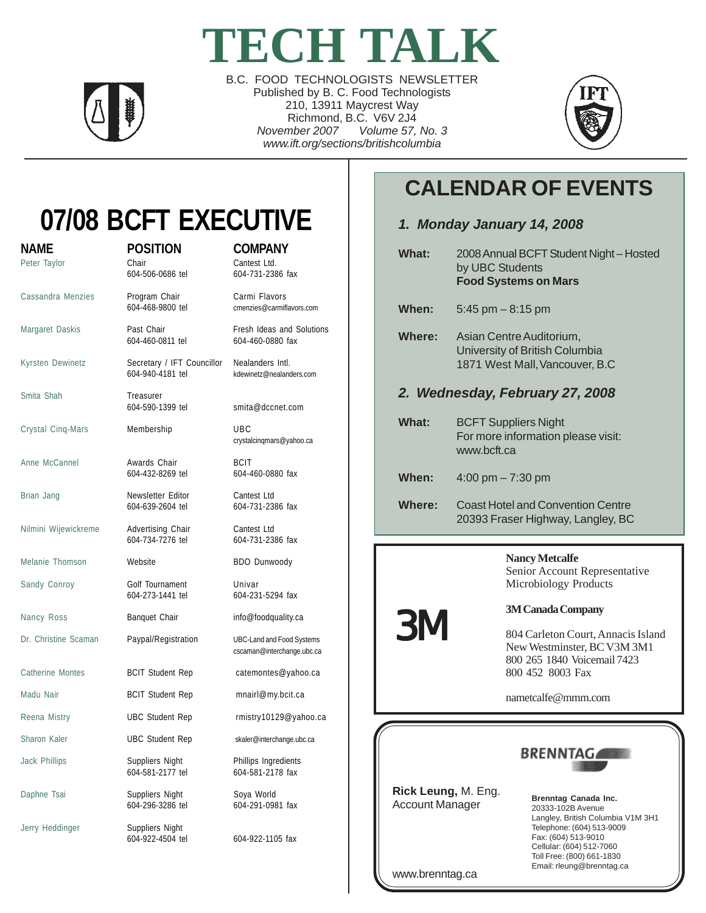# TECH TALK

B.C. FOOD TECHNOLOGISTS NEWSLETTER
Published by B. C. Food Technologists
210, 13911 Maycrest Way
Richmond, B.C. V6V 2J4
*November 2007 Volume 57, No. 3*
*www.ift.org/sections/britishcolumbia*

## 07/08 BCFT EXECUTIVE

| NAME | POSITION | COMPANY |
|---|---|---|
| Peter Taylor | Chair<br>604-506-0686 tel | Cantest Ltd.<br>604-731-2386 fax |
| Cassandra Menzies | Program Chair<br>604-468-9800 tel | Carmi Flavors<br>cmenzies@carmiflavors.com |
| Margaret Daskis | Past Chair<br>604-460-0811 tel | Fresh Ideas and Solutions<br>604-460-0880 fax |
| Kyrsten Dewinetz | Secretary / IFT Councillor<br>604-940-4181 tel | Nealanders Intl.<br>kdewinetz@nealanders.com |
| Smita Shah | Treasurer<br>604-590-1399 tel | smita@dccnet.com |
| Crystal Cinq-Mars | Membership | UBC<br>crystalcinqmars@yahoo.ca |
| Anne McCannel | Awards Chair<br>604-432-8269 tel | BCIT<br>604-460-0880 fax |
| Brian Jang | Newsletter Editor<br>604-639-2604 tel | Cantest Ltd<br>604-731-2386 fax |
| Nilmini Wijewickreme | Advertising Chair<br>604-734-7276 tel | Cantest Ltd<br>604-731-2386 fax |
| Melanie Thomson | Website | BDO Dunwoody |
| Sandy Conroy | Golf Tournament<br>604-273-1441 tel | Univar<br>604-231-5294 fax |
| Nancy Ross | Banquet Chair | info@foodquality.ca |
| Dr. Christine Scaman | Paypal/Registration | UBC-Land and Food Systems<br>cscaman@interchange.ubc.ca |
| Catherine Montes | BCIT Student Rep | catemontes@yahoo.ca |
| Madu Nair | BCIT Student Rep | mnairl@my.bcit.ca |
| Reena Mistry | UBC Student Rep | rmistry10129@yahoo.ca |
| Sharon Kaler | UBC Student Rep | skaler@interchange.ubc.ca |
| Jack Phillips | Suppliers Night<br>604-581-2177 tel | Phillips Ingredients<br>604-581-2178 fax |
| Daphne Tsai | Suppliers Night<br>604-296-3286 tel | Soya World<br>604-291-0981 fax |
| Jerry Heddinger | Suppliers Night<br>604-922-4504 tel | 604-922-1105 fax |

## CALENDAR OF EVENTS

### *1. Monday January 14, 2008*

**What:** 2008 Annual BCFT Student Night – Hosted by UBC Students
**Food Systems on Mars**

**When:** 5:45 pm – 8:15 pm

**Where:** Asian Centre Auditorium, University of British Columbia, 1871 West Mall, Vancouver, B.C

### *2. Wednesday, February 27, 2008*

**What:** BCFT Suppliers Night
For more information please visit: www.bcft.ca

**When:** 4:00 pm – 7:30 pm

**Where:** Coast Hotel and Convention Centre, 20393 Fraser Highway, Langley, BC

---

**3M**

**Nancy Metcalfe**
Senior Account Representative
Microbiology Products

**3M Canada Company**

804 Carleton Court, Annacis Island
New Westminster, BC V3M 3M1
800 265 1840 Voicemail 7423
800 452 8003 Fax

nametcalfe@mmm.com

---

**BRENNTAG**

**Rick Leung,** M. Eng.
Account Manager

**Brenntag Canada Inc.**
20333-102B Avenue
Langley, British Columbia V1M 3H1
Telephone: (604) 513-9009
Fax: (604) 513-9010
Cellular: (604) 512-7060
Toll Free: (800) 661-1830
Email: rleung@brenntag.ca

www.brenntag.ca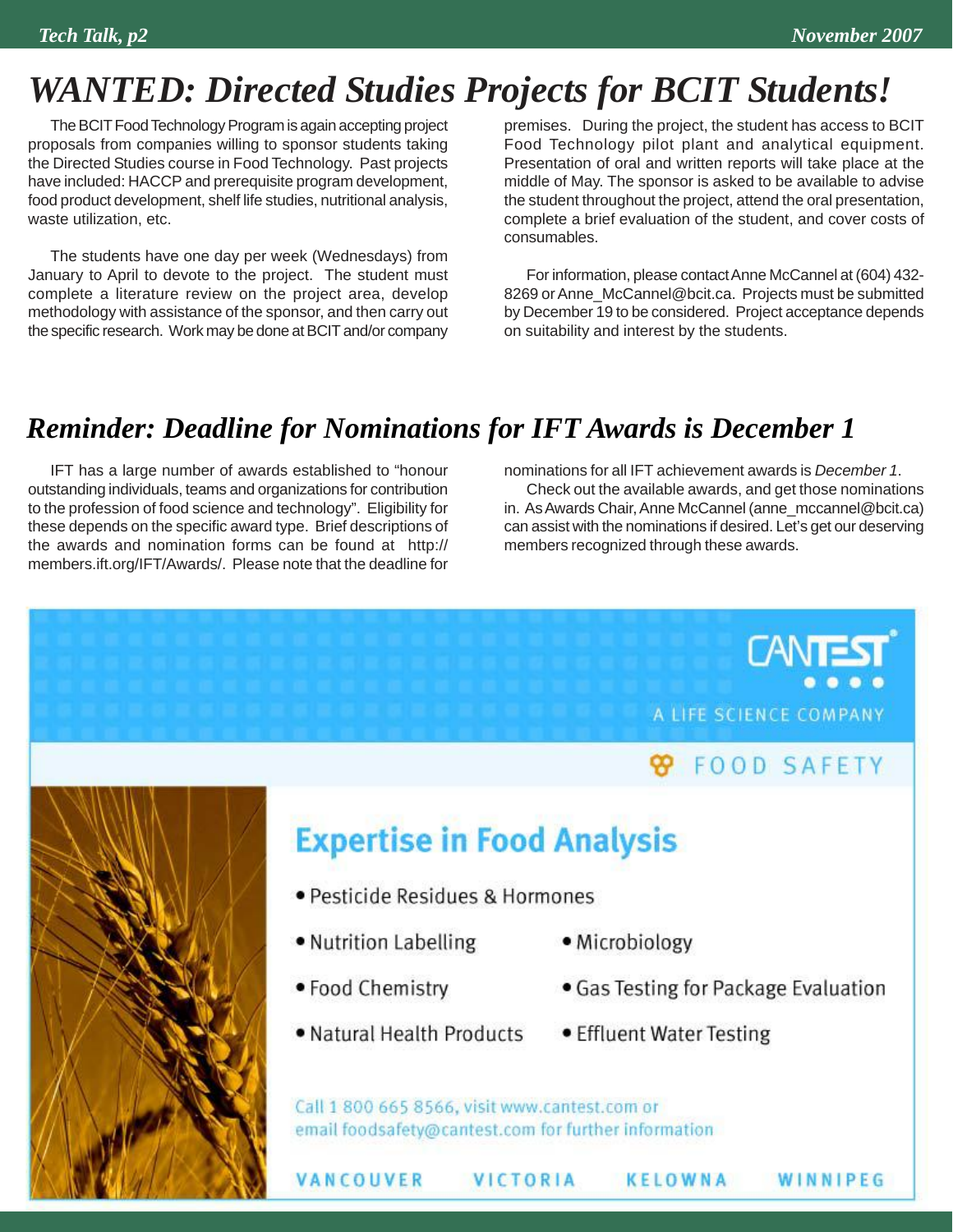# WANTED: Directed Studies Projects for BCIT Students!

The BCIT Food Technology Program is again accepting project proposals from companies willing to sponsor students taking the Directed Studies course in Food Technology. Past projects have included: HACCP and prerequisite program development, food product development, shelf life studies, nutritional analysis, waste utilization, etc.

The students have one day per week (Wednesdays) from January to April to devote to the project. The student must complete a literature review on the project area, develop methodology with assistance of the sponsor, and then carry out the specific research. Work may be done at BCIT and/or company premises. During the project, the student has access to BCIT Food Technology pilot plant and analytical equipment. Presentation of oral and written reports will take place at the middle of May. The sponsor is asked to be available to advise the student throughout the project, attend the oral presentation, complete a brief evaluation of the student, and cover costs of consumables.

For information, please contact Anne McCannel at (604) 432-8269 or Anne_McCannel@bcit.ca. Projects must be submitted by December 19 to be considered. Project acceptance depends on suitability and interest by the students.

# Reminder: Deadline for Nominations for IFT Awards is December 1

IFT has a large number of awards established to "honour outstanding individuals, teams and organizations for contribution to the profession of food science and technology". Eligibility for these depends on the specific award type. Brief descriptions of the awards and nomination forms can be found at http://members.ift.org/IFT/Awards/. Please note that the deadline for nominations for all IFT achievement awards is *December 1*.

Check out the available awards, and get those nominations in. As Awards Chair, Anne McCannel (anne_mccannel@bcit.ca) can assist with the nominations if desired. Let's get our deserving members recognized through these awards.

---

CANTEST

A LIFE SCIENCE COMPANY

FOOD SAFETY

## Expertise in Food Analysis

- Pesticide Residues & Hormones
- Nutrition Labelling
- Microbiology
- Food Chemistry
- Gas Testing for Package Evaluation
- Natural Health Products
- Effluent Water Testing

Call 1 800 665 8566, visit www.cantest.com or email foodsafety@cantest.com for further information

VANCOUVER VICTORIA KELOWNA WINNIPEG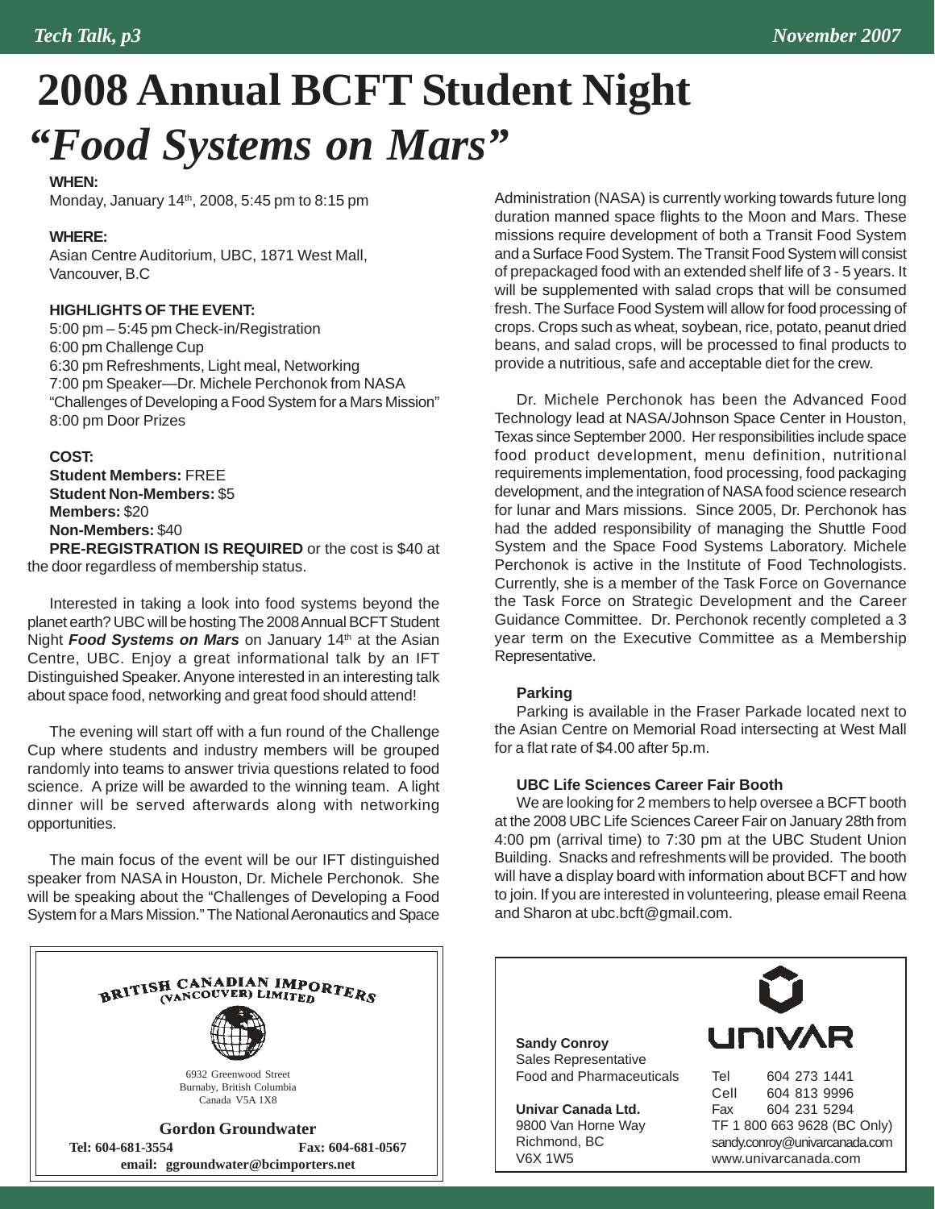# 2008 Annual BCFT Student Night

# *"Food Systems on Mars"*

**WHEN:**
Monday, January 14th, 2008, 5:45 pm to 8:15 pm

**WHERE:**
Asian Centre Auditorium, UBC, 1871 West Mall, Vancouver, B.C

**HIGHLIGHTS OF THE EVENT:**
5:00 pm – 5:45 pm Check-in/Registration
6:00 pm Challenge Cup
6:30 pm Refreshments, Light meal, Networking
7:00 pm Speaker—Dr. Michele Perchonok from NASA
"Challenges of Developing a Food System for a Mars Mission"
8:00 pm Door Prizes

**COST:**
**Student Members:** FREE
**Student Non-Members:** $5
**Members:** $20
**Non-Members:** $40

**PRE-REGISTRATION IS REQUIRED** or the cost is $40 at the door regardless of membership status.

Interested in taking a look into food systems beyond the planet earth? UBC will be hosting The 2008 Annual BCFT Student Night ***Food Systems on Mars*** on January 14th at the Asian Centre, UBC. Enjoy a great informational talk by an IFT Distinguished Speaker. Anyone interested in an interesting talk about space food, networking and great food should attend!

The evening will start off with a fun round of the Challenge Cup where students and industry members will be grouped randomly into teams to answer trivia questions related to food science. A prize will be awarded to the winning team. A light dinner will be served afterwards along with networking opportunities.

The main focus of the event will be our IFT distinguished speaker from NASA in Houston, Dr. Michele Perchonok. She will be speaking about the "Challenges of Developing a Food System for a Mars Mission." The National Aeronautics and Space Administration (NASA) is currently working towards future long duration manned space flights to the Moon and Mars. These missions require development of both a Transit Food System and a Surface Food System. The Transit Food System will consist of prepackaged food with an extended shelf life of 3 - 5 years. It will be supplemented with salad crops that will be consumed fresh. The Surface Food System will allow for food processing of crops. Crops such as wheat, soybean, rice, potato, peanut dried beans, and salad crops, will be processed to final products to provide a nutritious, safe and acceptable diet for the crew.

Dr. Michele Perchonok has been the Advanced Food Technology lead at NASA/Johnson Space Center in Houston, Texas since September 2000. Her responsibilities include space food product development, menu definition, nutritional requirements implementation, food processing, food packaging development, and the integration of NASA food science research for lunar and Mars missions. Since 2005, Dr. Perchonok has had the added responsibility of managing the Shuttle Food System and the Space Food Systems Laboratory. Michele Perchonok is active in the Institute of Food Technologists. Currently, she is a member of the Task Force on Governance the Task Force on Strategic Development and the Career Guidance Committee. Dr. Perchonok recently completed a 3 year term on the Executive Committee as a Membership Representative.

**Parking**

Parking is available in the Fraser Parkade located next to the Asian Centre on Memorial Road intersecting at West Mall for a flat rate of $4.00 after 5p.m.

**UBC Life Sciences Career Fair Booth**

We are looking for 2 members to help oversee a BCFT booth at the 2008 UBC Life Sciences Career Fair on January 28th from 4:00 pm (arrival time) to 7:30 pm at the UBC Student Union Building. Snacks and refreshments will be provided. The booth will have a display board with information about BCFT and how to join. If you are interested in volunteering, please email Reena and Sharon at ubc.bcft@gmail.com.

---

BRITISH CANADIAN IMPORTERS (VANCOUVER) LIMITED

6932 Greenwood Street
Burnaby, British Columbia
Canada V5A 1X8

**Gordon Groundwater**
**Tel: 604-681-3554** **Fax: 604-681-0567**
**email: ggroundwater@bcimporters.net**

---

UNIVAR

**Sandy Conroy**
Sales Representative
Food and Pharmaceuticals

**Univar Canada Ltd.**
9800 Van Horne Way
Richmond, BC
V6X 1W5

Tel 604 273 1441
Cell 604 813 9996
Fax 604 231 5294
TF 1 800 663 9628 (BC Only)
sandy.conroy@univarcanada.com
www.univarcanada.com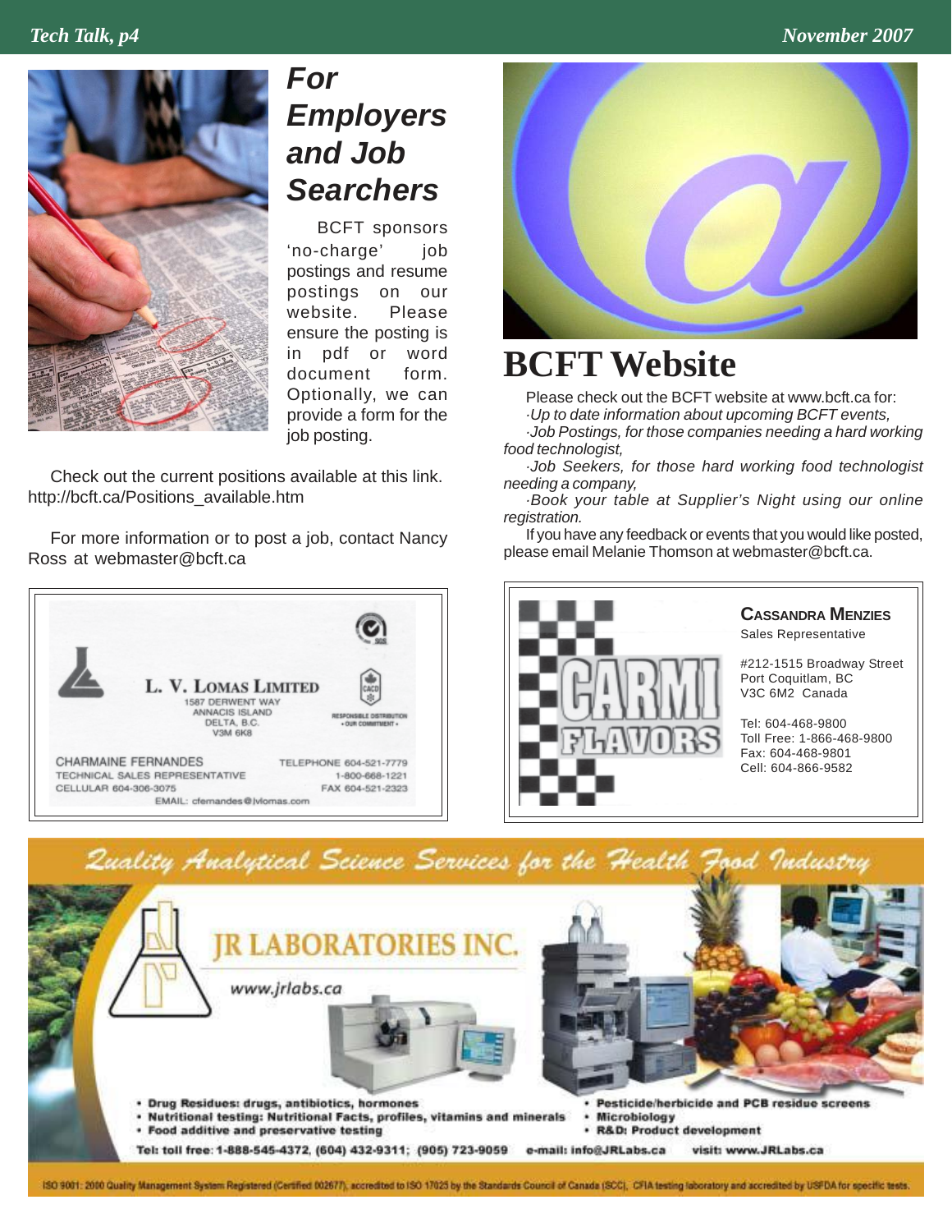## For Employers and Job Searchers

BCFT sponsors 'no-charge' job postings and resume postings on our website. Please ensure the posting is in pdf or word document form. Optionally, we can provide a form for the job posting.

Check out the current positions available at this link. http://bcft.ca/Positions_available.htm

For more information or to post a job, contact Nancy Ross at webmaster@bcft.ca

# BCFT Website

Please check out the BCFT website at www.bcft.ca for:

*·Up to date information about upcoming BCFT events,*

*·Job Postings, for those companies needing a hard working food technologist,*

*·Job Seekers, for those hard working food technologist needing a company,*

*·Book your table at Supplier's Night using our online registration.*

If you have any feedback or events that you would like posted, please email Melanie Thomson at webmaster@bcft.ca.

---

**L. V. LOMAS LIMITED**
1587 DERWENT WAY
ANNACIS ISLAND
DELTA, B.C.
V3M 6K8

RESPONSIBLE DISTRIBUTION • OUR COMMITMENT •

CHARMAINE FERNANDES
TECHNICAL SALES REPRESENTATIVE
CELLULAR 604-306-3075
TELEPHONE 604-521-7779
1-800-668-1221
FAX 604-521-2323
EMAIL: cfernandes@lvlomas.com

---

**CARMI FLAVORS**

**CASSANDRA MENZIES**
Sales Representative

#212-1515 Broadway Street
Port Coquitlam, BC
V3C 6M2 Canada

Tel: 604-468-9800
Toll Free: 1-866-468-9800
Fax: 604-468-9801
Cell: 604-866-9582

---

*Quality Analytical Science Services for the Health Food Industry*

**JR LABORATORIES INC.**

www.jrlabs.ca

- Drug Residues: drugs, antibiotics, hormones
- Nutritional testing: Nutritional Facts, profiles, vitamins and minerals
- Food additive and preservative testing
- Pesticide/herbicide and PCB residue screens
- Microbiology
- R&D: Product development

Tel: toll free: 1-888-545-4372, (604) 432-9311; (905) 723-9059 e-mail: info@JRLabs.ca visit: www.JRLabs.ca

ISO 9001: 2000 Quality Management System Registered (Certified 002677), accredited to ISO 17025 by the Standards Council of Canada (SCC), CFIA testing laboratory and accredited by USFDA for specific tests.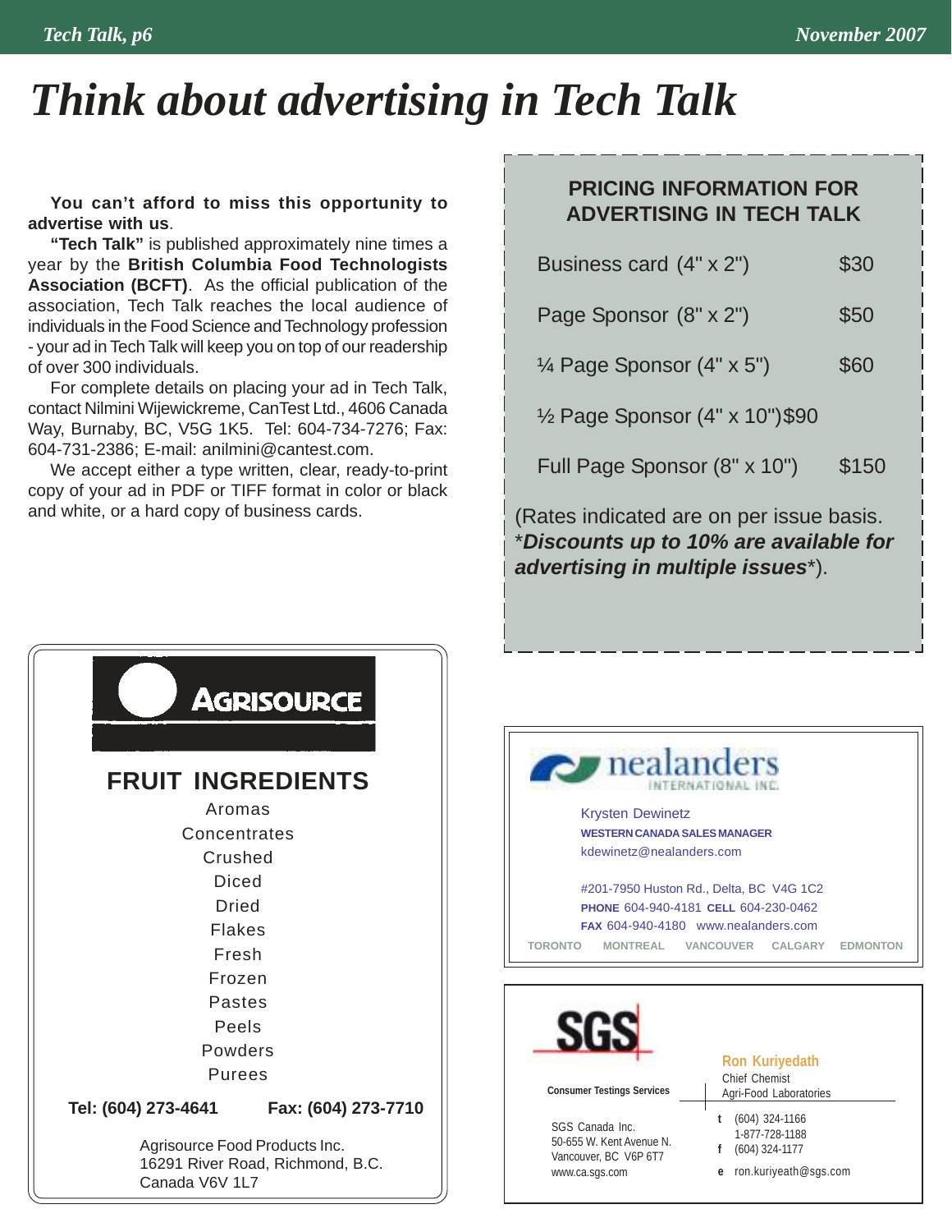# Think about advertising in Tech Talk

**You can't afford to miss this opportunity to advertise with us**.

**"Tech Talk"** is published approximately nine times a year by the **British Columbia Food Technologists Association (BCFT)**. As the official publication of the association, Tech Talk reaches the local audience of individuals in the Food Science and Technology profession - your ad in Tech Talk will keep you on top of our readership of over 300 individuals.

For complete details on placing your ad in Tech Talk, contact Nilmini Wijewickreme, CanTest Ltd., 4606 Canada Way, Burnaby, BC, V5G 1K5. Tel: 604-734-7276; Fax: 604-731-2386; E-mail: anilmini@cantest.com.

We accept either a type written, clear, ready-to-print copy of your ad in PDF or TIFF format in color or black and white, or a hard copy of business cards.

## PRICING INFORMATION FOR ADVERTISING IN TECH TALK

| Ad | Price |
|---|---|
| Business card (4" x 2") | $30 |
| Page Sponsor (8" x 2") | $50 |
| ¼ Page Sponsor (4" x 5") | $60 |
| ½ Page Sponsor (4" x 10") | $90 |
| Full Page Sponsor (8" x 10") | $150 |

(Rates indicated are on per issue basis. \****Discounts up to 10% are available for advertising in multiple issues***\*).

---

**AGRISOURCE**

**FRUIT INGREDIENTS**

Aromas
Concentrates
Crushed
Diced
Dried
Flakes
Fresh
Frozen
Pastes
Peels
Powders
Purees

**Tel: (604) 273-4641** **Fax: (604) 273-7710**

Agrisource Food Products Inc.
16291 River Road, Richmond, B.C.
Canada V6V 1L7

---

**nealanders** INTERNATIONAL INC.

Krysten Dewinetz
**WESTERN CANADA SALES MANAGER**
kdewinetz@nealanders.com

#201-7950 Huston Rd., Delta, BC V4G 1C2
**PHONE** 604-940-4181 **CELL** 604-230-0462
**FAX** 604-940-4180 www.nealanders.com

TORONTO MONTREAL VANCOUVER CALGARY EDMONTON

---

**SGS**

**Consumer Testings Services**

SGS Canada Inc.
50-655 W. Kent Avenue N.
Vancouver, BC V6P 6T7
www.ca.sgs.com

**Ron Kuriyedath**
Chief Chemist
Agri-Food Laboratories

**t** (604) 324-1166
1-877-728-1188
**f** (604) 324-1177
**e** ron.kuriyeath@sgs.com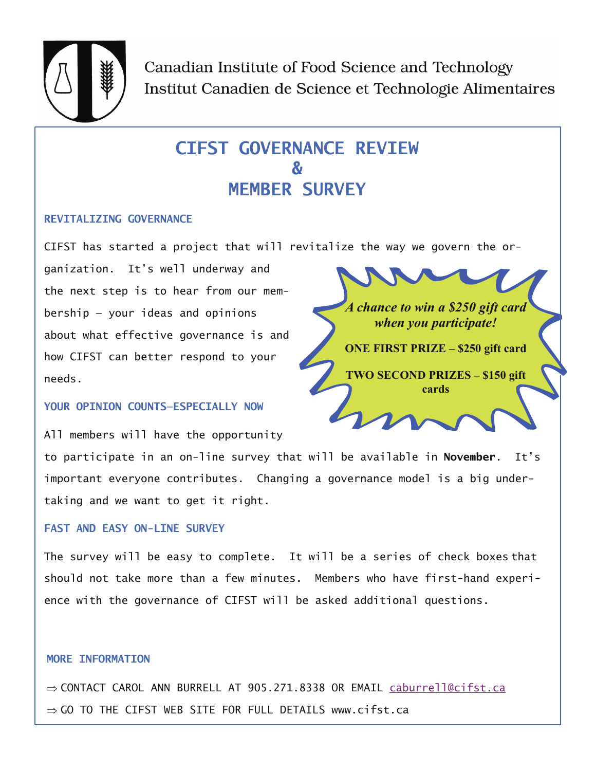Canadian Institute of Food Science and Technology
Institut Canadien de Science et Technologie Alimentaires

# CIFST GOVERNANCE REVIEW & MEMBER SURVEY

## REVITALIZING GOVERNANCE

CIFST has started a project that will revitalize the way we govern the organization. It's well underway and the next step is to hear from our membership – your ideas and opinions about what effective governance is and how CIFST can better respond to your needs.

***A chance to win a $250 gift card when you participate!***

**ONE FIRST PRIZE – $250 gift card**

**TWO SECOND PRIZES – $150 gift cards**

## YOUR OPINION COUNTS—ESPECIALLY NOW

All members will have the opportunity to participate in an on-line survey that will be available in **November**. It's important everyone contributes. Changing a governance model is a big undertaking and we want to get it right.

## FAST AND EASY ON-LINE SURVEY

The survey will be easy to complete. It will be a series of check boxes that should not take more than a few minutes. Members who have first-hand experience with the governance of CIFST will be asked additional questions.

## MORE INFORMATION

⇒ CONTACT CAROL ANN BURRELL AT 905.271.8338 OR EMAIL caburrell@cifst.ca

⇒ GO TO THE CIFST WEB SITE FOR FULL DETAILS www.cifst.ca